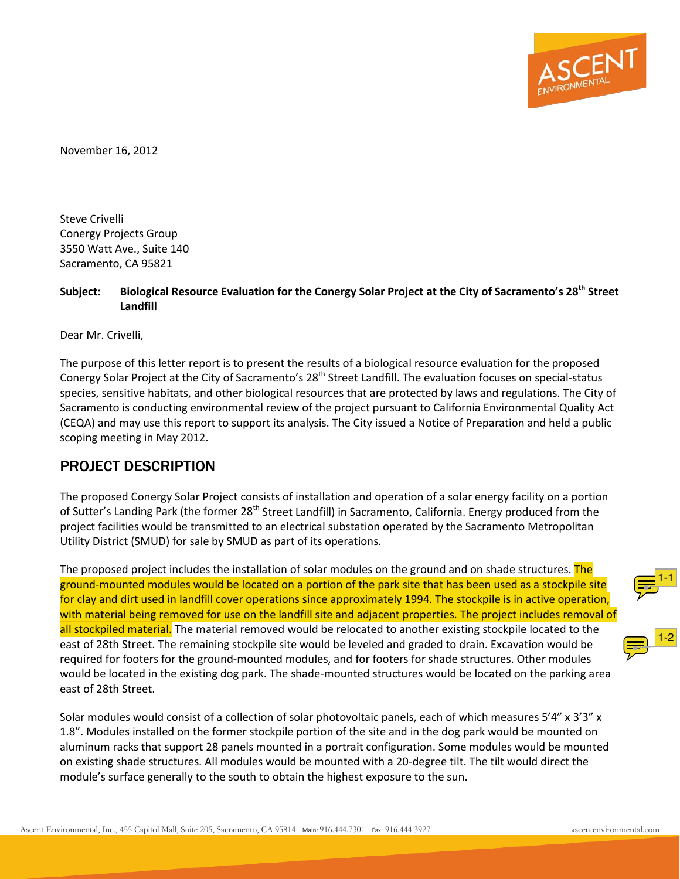November 16, 2012

Steve Crivelli
Conergy Projects Group
3550 Watt Ave., Suite 140
Sacramento, CA 95821

**Subject: Biological Resource Evaluation for the Conergy Solar Project at the City of Sacramento's 28th Street Landfill**

Dear Mr. Crivelli,

The purpose of this letter report is to present the results of a biological resource evaluation for the proposed Conergy Solar Project at the City of Sacramento's 28th Street Landfill. The evaluation focuses on special-status species, sensitive habitats, and other biological resources that are protected by laws and regulations. The City of Sacramento is conducting environmental review of the project pursuant to California Environmental Quality Act (CEQA) and may use this report to support its analysis. The City issued a Notice of Preparation and held a public scoping meeting in May 2012.

## PROJECT DESCRIPTION

The proposed Conergy Solar Project consists of installation and operation of a solar energy facility on a portion of Sutter's Landing Park (the former 28th Street Landfill) in Sacramento, California. Energy produced from the project facilities would be transmitted to an electrical substation operated by the Sacramento Metropolitan Utility District (SMUD) for sale by SMUD as part of its operations.

The proposed project includes the installation of solar modules on the ground and on shade structures. The ground-mounted modules would be located on a portion of the park site that has been used as a stockpile site for clay and dirt used in landfill cover operations since approximately 1994. The stockpile is in active operation, with material being removed for use on the landfill site and adjacent properties. The project includes removal of all stockpiled material. The material removed would be relocated to another existing stockpile located to the east of 28th Street. The remaining stockpile site would be leveled and graded to drain. Excavation would be required for footers for the ground-mounted modules, and for footers for shade structures. Other modules would be located in the existing dog park. The shade-mounted structures would be located on the parking area east of 28th Street.

1-1

1-2

Solar modules would consist of a collection of solar photovoltaic panels, each of which measures 5'4" x 3'3" x 1.8". Modules installed on the former stockpile portion of the site and in the dog park would be mounted on aluminum racks that support 28 panels mounted in a portrait configuration. Some modules would be mounted on existing shade structures. All modules would be mounted with a 20-degree tilt. The tilt would direct the module's surface generally to the south to obtain the highest exposure to the sun.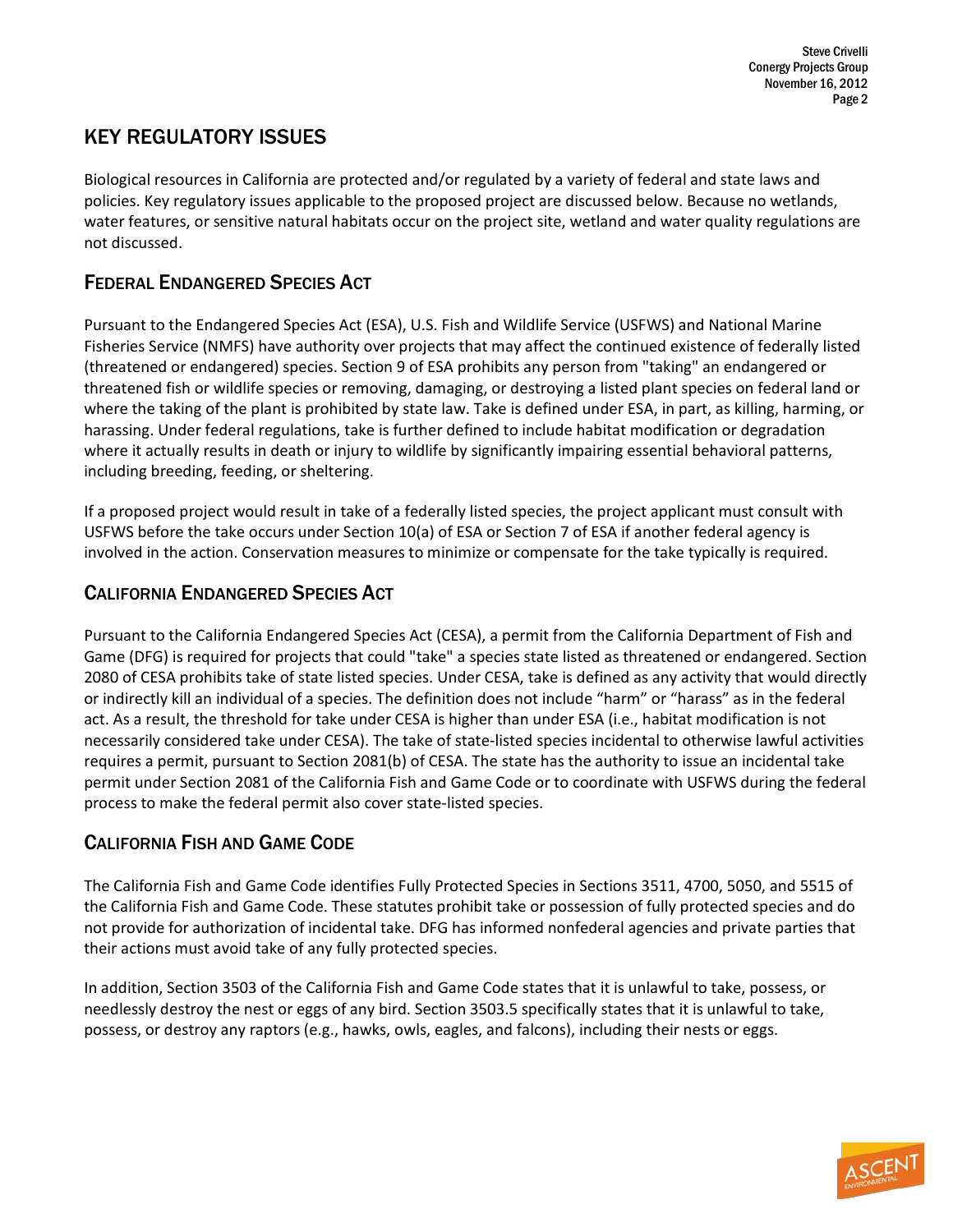## KEY REGULATORY ISSUES

Biological resources in California are protected and/or regulated by a variety of federal and state laws and policies. Key regulatory issues applicable to the proposed project are discussed below. Because no wetlands, water features, or sensitive natural habitats occur on the project site, wetland and water quality regulations are not discussed.

### FEDERAL ENDANGERED SPECIES ACT

Pursuant to the Endangered Species Act (ESA), U.S. Fish and Wildlife Service (USFWS) and National Marine Fisheries Service (NMFS) have authority over projects that may affect the continued existence of federally listed (threatened or endangered) species. Section 9 of ESA prohibits any person from "taking" an endangered or threatened fish or wildlife species or removing, damaging, or destroying a listed plant species on federal land or where the taking of the plant is prohibited by state law. Take is defined under ESA, in part, as killing, harming, or harassing. Under federal regulations, take is further defined to include habitat modification or degradation where it actually results in death or injury to wildlife by significantly impairing essential behavioral patterns, including breeding, feeding, or sheltering.

If a proposed project would result in take of a federally listed species, the project applicant must consult with USFWS before the take occurs under Section 10(a) of ESA or Section 7 of ESA if another federal agency is involved in the action. Conservation measures to minimize or compensate for the take typically is required.

### CALIFORNIA ENDANGERED SPECIES ACT

Pursuant to the California Endangered Species Act (CESA), a permit from the California Department of Fish and Game (DFG) is required for projects that could "take" a species state listed as threatened or endangered. Section 2080 of CESA prohibits take of state listed species. Under CESA, take is defined as any activity that would directly or indirectly kill an individual of a species. The definition does not include "harm" or "harass" as in the federal act. As a result, the threshold for take under CESA is higher than under ESA (i.e., habitat modification is not necessarily considered take under CESA). The take of state-listed species incidental to otherwise lawful activities requires a permit, pursuant to Section 2081(b) of CESA. The state has the authority to issue an incidental take permit under Section 2081 of the California Fish and Game Code or to coordinate with USFWS during the federal process to make the federal permit also cover state-listed species.

### CALIFORNIA FISH AND GAME CODE

The California Fish and Game Code identifies Fully Protected Species in Sections 3511, 4700, 5050, and 5515 of the California Fish and Game Code. These statutes prohibit take or possession of fully protected species and do not provide for authorization of incidental take. DFG has informed nonfederal agencies and private parties that their actions must avoid take of any fully protected species.

In addition, Section 3503 of the California Fish and Game Code states that it is unlawful to take, possess, or needlessly destroy the nest or eggs of any bird. Section 3503.5 specifically states that it is unlawful to take, possess, or destroy any raptors (e.g., hawks, owls, eagles, and falcons), including their nests or eggs.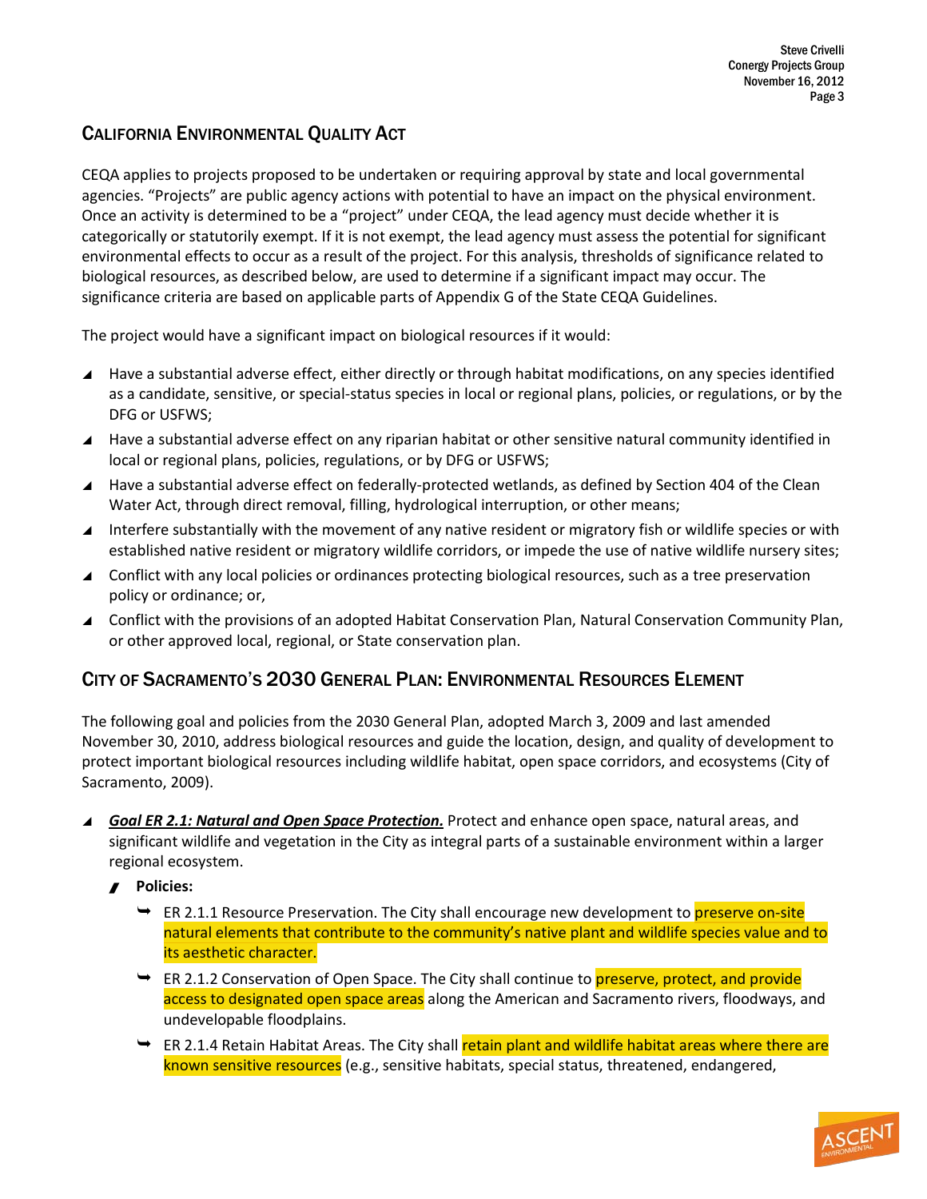## CALIFORNIA ENVIRONMENTAL QUALITY ACT

CEQA applies to projects proposed to be undertaken or requiring approval by state and local governmental agencies. "Projects" are public agency actions with potential to have an impact on the physical environment. Once an activity is determined to be a "project" under CEQA, the lead agency must decide whether it is categorically or statutorily exempt. If it is not exempt, the lead agency must assess the potential for significant environmental effects to occur as a result of the project. For this analysis, thresholds of significance related to biological resources, as described below, are used to determine if a significant impact may occur. The significance criteria are based on applicable parts of Appendix G of the State CEQA Guidelines.

The project would have a significant impact on biological resources if it would:

- Have a substantial adverse effect, either directly or through habitat modifications, on any species identified as a candidate, sensitive, or special-status species in local or regional plans, policies, or regulations, or by the DFG or USFWS;
- Have a substantial adverse effect on any riparian habitat or other sensitive natural community identified in local or regional plans, policies, regulations, or by DFG or USFWS;
- Have a substantial adverse effect on federally-protected wetlands, as defined by Section 404 of the Clean Water Act, through direct removal, filling, hydrological interruption, or other means;
- Interfere substantially with the movement of any native resident or migratory fish or wildlife species or with established native resident or migratory wildlife corridors, or impede the use of native wildlife nursery sites;
- Conflict with any local policies or ordinances protecting biological resources, such as a tree preservation policy or ordinance; or,
- Conflict with the provisions of an adopted Habitat Conservation Plan, Natural Conservation Community Plan, or other approved local, regional, or State conservation plan.

## CITY OF SACRAMENTO'S 2030 GENERAL PLAN: ENVIRONMENTAL RESOURCES ELEMENT

The following goal and policies from the 2030 General Plan, adopted March 3, 2009 and last amended November 30, 2010, address biological resources and guide the location, design, and quality of development to protect important biological resources including wildlife habitat, open space corridors, and ecosystems (City of Sacramento, 2009).

- ***Goal ER 2.1: Natural and Open Space Protection.*** Protect and enhance open space, natural areas, and significant wildlife and vegetation in the City as integral parts of a sustainable environment within a larger regional ecosystem.
  - **Policies:**
    - ER 2.1.1 Resource Preservation. The City shall encourage new development to preserve on-site natural elements that contribute to the community's native plant and wildlife species value and to its aesthetic character.
    - ER 2.1.2 Conservation of Open Space. The City shall continue to preserve, protect, and provide access to designated open space areas along the American and Sacramento rivers, floodways, and undevelopable floodplains.
    - ER 2.1.4 Retain Habitat Areas. The City shall retain plant and wildlife habitat areas where there are known sensitive resources (e.g., sensitive habitats, special status, threatened, endangered,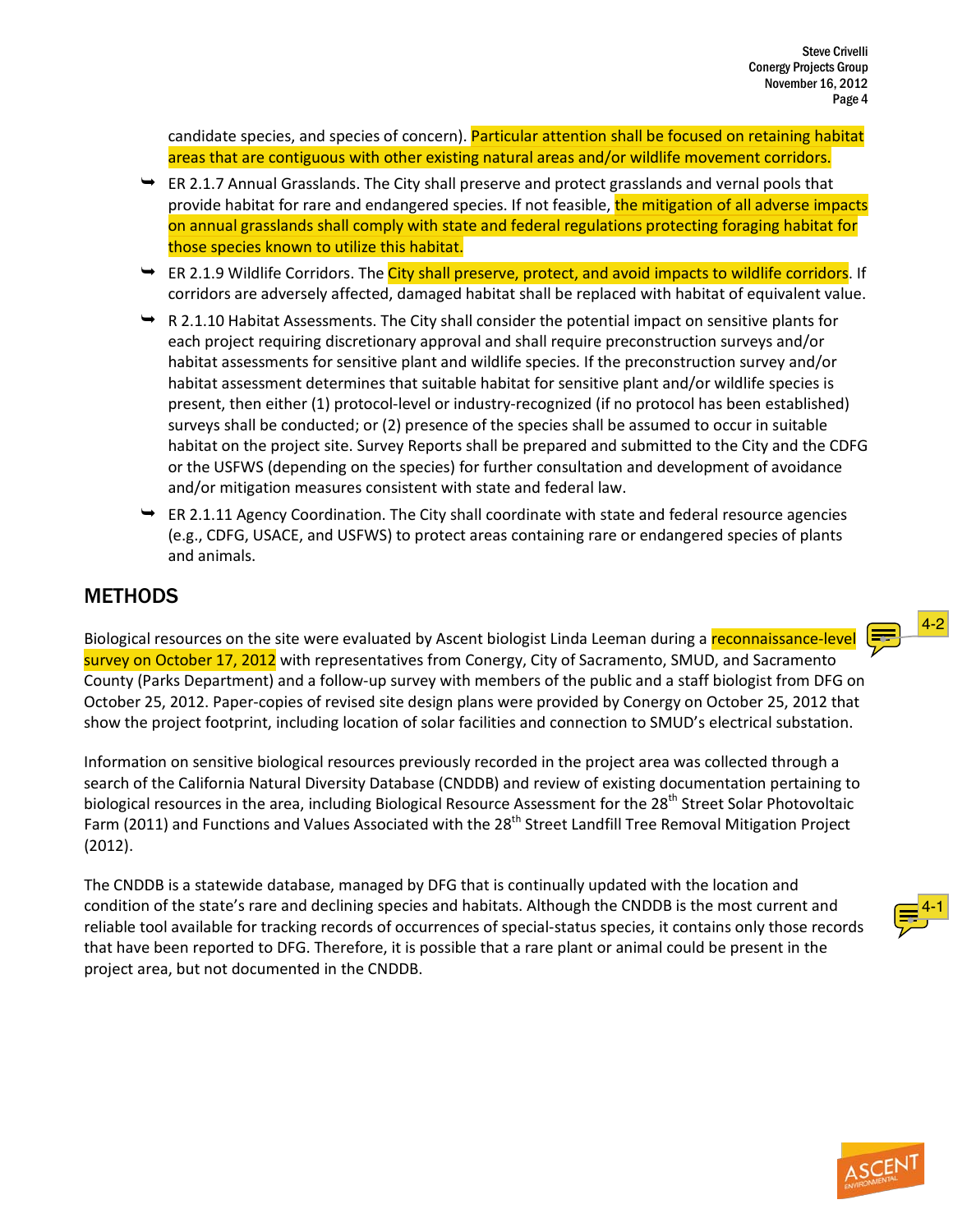candidate species, and species of concern). Particular attention shall be focused on retaining habitat areas that are contiguous with other existing natural areas and/or wildlife movement corridors.

- ER 2.1.7 Annual Grasslands. The City shall preserve and protect grasslands and vernal pools that provide habitat for rare and endangered species. If not feasible, the mitigation of all adverse impacts on annual grasslands shall comply with state and federal regulations protecting foraging habitat for those species known to utilize this habitat.
- ER 2.1.9 Wildlife Corridors. The City shall preserve, protect, and avoid impacts to wildlife corridors. If corridors are adversely affected, damaged habitat shall be replaced with habitat of equivalent value.
- R 2.1.10 Habitat Assessments. The City shall consider the potential impact on sensitive plants for each project requiring discretionary approval and shall require preconstruction surveys and/or habitat assessments for sensitive plant and wildlife species. If the preconstruction survey and/or habitat assessment determines that suitable habitat for sensitive plant and/or wildlife species is present, then either (1) protocol-level or industry-recognized (if no protocol has been established) surveys shall be conducted; or (2) presence of the species shall be assumed to occur in suitable habitat on the project site. Survey Reports shall be prepared and submitted to the City and the CDFG or the USFWS (depending on the species) for further consultation and development of avoidance and/or mitigation measures consistent with state and federal law.
- ER 2.1.11 Agency Coordination. The City shall coordinate with state and federal resource agencies (e.g., CDFG, USACE, and USFWS) to protect areas containing rare or endangered species of plants and animals.

## METHODS

Biological resources on the site were evaluated by Ascent biologist Linda Leeman during a reconnaissance-level survey on October 17, 2012 with representatives from Conergy, City of Sacramento, SMUD, and Sacramento County (Parks Department) and a follow-up survey with members of the public and a staff biologist from DFG on October 25, 2012. Paper-copies of revised site design plans were provided by Conergy on October 25, 2012 that show the project footprint, including location of solar facilities and connection to SMUD's electrical substation.

Information on sensitive biological resources previously recorded in the project area was collected through a search of the California Natural Diversity Database (CNDDB) and review of existing documentation pertaining to biological resources in the area, including Biological Resource Assessment for the 28th Street Solar Photovoltaic Farm (2011) and Functions and Values Associated with the 28th Street Landfill Tree Removal Mitigation Project (2012).

The CNDDB is a statewide database, managed by DFG that is continually updated with the location and condition of the state's rare and declining species and habitats. Although the CNDDB is the most current and reliable tool available for tracking records of occurrences of special-status species, it contains only those records that have been reported to DFG. Therefore, it is possible that a rare plant or animal could be present in the project area, but not documented in the CNDDB.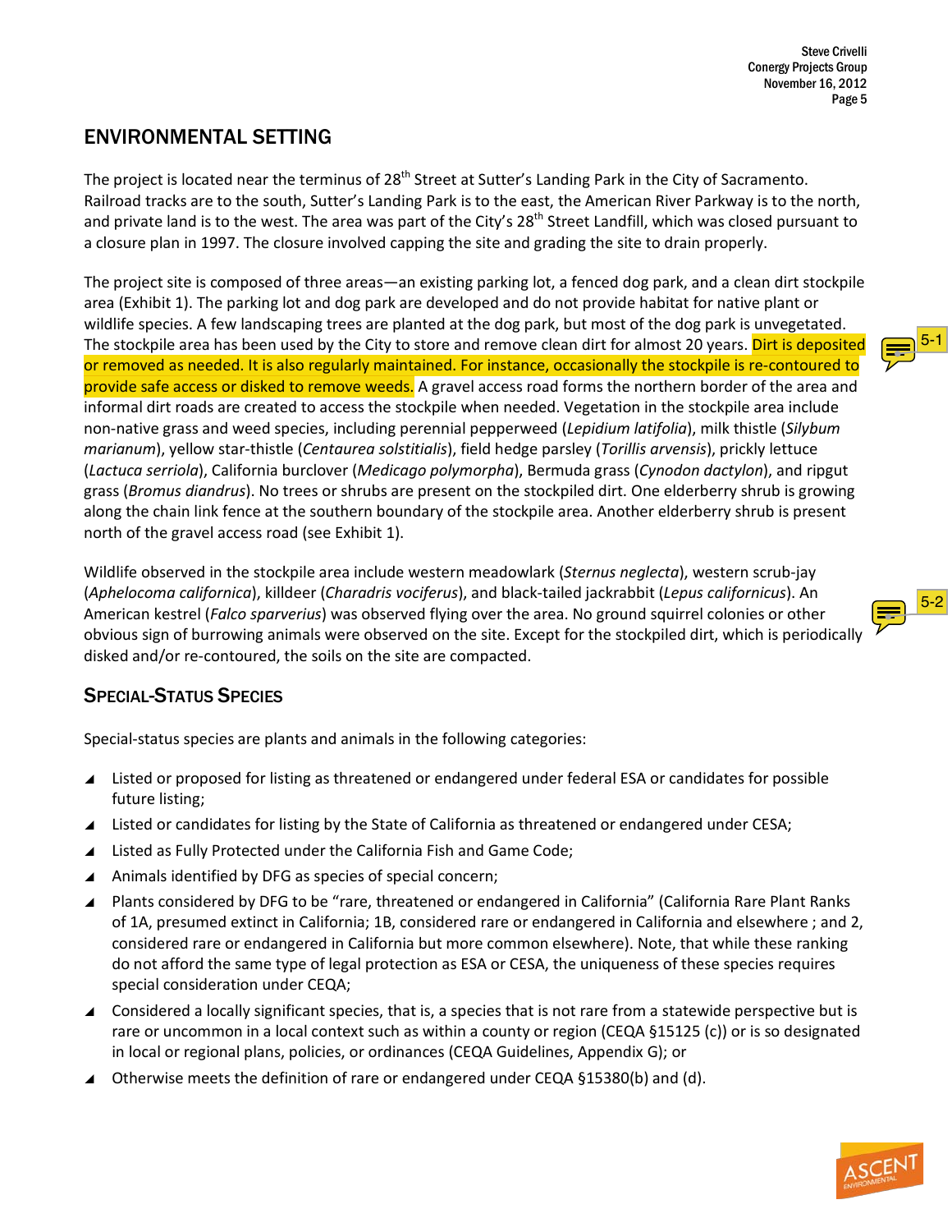## ENVIRONMENTAL SETTING

The project is located near the terminus of 28th Street at Sutter's Landing Park in the City of Sacramento. Railroad tracks are to the south, Sutter's Landing Park is to the east, the American River Parkway is to the north, and private land is to the west. The area was part of the City's 28th Street Landfill, which was closed pursuant to a closure plan in 1997. The closure involved capping the site and grading the site to drain properly.

The project site is composed of three areas—an existing parking lot, a fenced dog park, and a clean dirt stockpile area (Exhibit 1). The parking lot and dog park are developed and do not provide habitat for native plant or wildlife species. A few landscaping trees are planted at the dog park, but most of the dog park is unvegetated. The stockpile area has been used by the City to store and remove clean dirt for almost 20 years. Dirt is deposited or removed as needed. It is also regularly maintained. For instance, occasionally the stockpile is re-contoured to provide safe access or disked to remove weeds. A gravel access road forms the northern border of the area and informal dirt roads are created to access the stockpile when needed. Vegetation in the stockpile area include non-native grass and weed species, including perennial pepperweed (*Lepidium latifolia*), milk thistle (*Silybum marianum*), yellow star-thistle (*Centaurea solstitialis*), field hedge parsley (*Torillis arvensis*), prickly lettuce (*Lactuca serriola*), California burclover (*Medicago polymorpha*), Bermuda grass (*Cynodon dactylon*), and ripgut grass (*Bromus diandrus*). No trees or shrubs are present on the stockpiled dirt. One elderberry shrub is growing along the chain link fence at the southern boundary of the stockpile area. Another elderberry shrub is present north of the gravel access road (see Exhibit 1).

5-1

Wildlife observed in the stockpile area include western meadowlark (*Sternus neglecta*), western scrub-jay (*Aphelocoma californica*), killdeer (*Charadris vociferus*), and black-tailed jackrabbit (*Lepus californicus*). An American kestrel (*Falco sparverius*) was observed flying over the area. No ground squirrel colonies or other obvious sign of burrowing animals were observed on the site. Except for the stockpiled dirt, which is periodically disked and/or re-contoured, the soils on the site are compacted.

5-2

### SPECIAL-STATUS SPECIES

Special-status species are plants and animals in the following categories:

- Listed or proposed for listing as threatened or endangered under federal ESA or candidates for possible future listing;
- Listed or candidates for listing by the State of California as threatened or endangered under CESA;
- Listed as Fully Protected under the California Fish and Game Code;
- Animals identified by DFG as species of special concern;
- Plants considered by DFG to be "rare, threatened or endangered in California" (California Rare Plant Ranks of 1A, presumed extinct in California; 1B, considered rare or endangered in California and elsewhere ; and 2, considered rare or endangered in California but more common elsewhere). Note, that while these ranking do not afford the same type of legal protection as ESA or CESA, the uniqueness of these species requires special consideration under CEQA;
- Considered a locally significant species, that is, a species that is not rare from a statewide perspective but is rare or uncommon in a local context such as within a county or region (CEQA §15125 (c)) or is so designated in local or regional plans, policies, or ordinances (CEQA Guidelines, Appendix G); or
- Otherwise meets the definition of rare or endangered under CEQA §15380(b) and (d).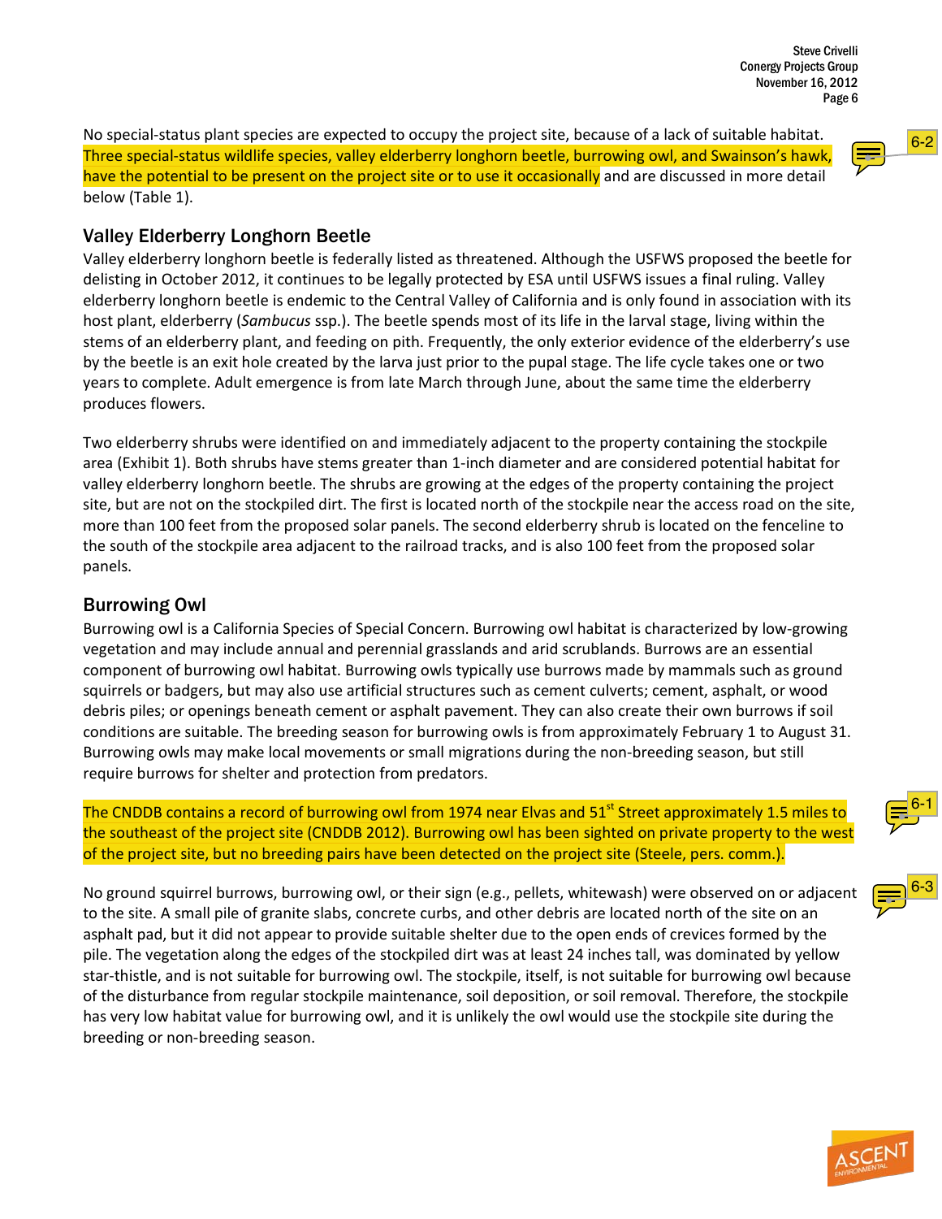No special-status plant species are expected to occupy the project site, because of a lack of suitable habitat. Three special-status wildlife species, valley elderberry longhorn beetle, burrowing owl, and Swainson's hawk, have the potential to be present on the project site or to use it occasionally and are discussed in more detail below (Table 1).

6-2

## Valley Elderberry Longhorn Beetle

Valley elderberry longhorn beetle is federally listed as threatened. Although the USFWS proposed the beetle for delisting in October 2012, it continues to be legally protected by ESA until USFWS issues a final ruling. Valley elderberry longhorn beetle is endemic to the Central Valley of California and is only found in association with its host plant, elderberry (*Sambucus* ssp.). The beetle spends most of its life in the larval stage, living within the stems of an elderberry plant, and feeding on pith. Frequently, the only exterior evidence of the elderberry's use by the beetle is an exit hole created by the larva just prior to the pupal stage. The life cycle takes one or two years to complete. Adult emergence is from late March through June, about the same time the elderberry produces flowers.

Two elderberry shrubs were identified on and immediately adjacent to the property containing the stockpile area (Exhibit 1). Both shrubs have stems greater than 1-inch diameter and are considered potential habitat for valley elderberry longhorn beetle. The shrubs are growing at the edges of the property containing the project site, but are not on the stockpiled dirt. The first is located north of the stockpile near the access road on the site, more than 100 feet from the proposed solar panels. The second elderberry shrub is located on the fenceline to the south of the stockpile area adjacent to the railroad tracks, and is also 100 feet from the proposed solar panels.

## Burrowing Owl

Burrowing owl is a California Species of Special Concern. Burrowing owl habitat is characterized by low-growing vegetation and may include annual and perennial grasslands and arid scrublands. Burrows are an essential component of burrowing owl habitat. Burrowing owls typically use burrows made by mammals such as ground squirrels or badgers, but may also use artificial structures such as cement culverts; cement, asphalt, or wood debris piles; or openings beneath cement or asphalt pavement. They can also create their own burrows if soil conditions are suitable. The breeding season for burrowing owls is from approximately February 1 to August 31. Burrowing owls may make local movements or small migrations during the non-breeding season, but still require burrows for shelter and protection from predators.

The CNDDB contains a record of burrowing owl from 1974 near Elvas and 51st Street approximately 1.5 miles to the southeast of the project site (CNDDB 2012). Burrowing owl has been sighted on private property to the west of the project site, but no breeding pairs have been detected on the project site (Steele, pers. comm.).

6-1

No ground squirrel burrows, burrowing owl, or their sign (e.g., pellets, whitewash) were observed on or adjacent to the site. A small pile of granite slabs, concrete curbs, and other debris are located north of the site on an asphalt pad, but it did not appear to provide suitable shelter due to the open ends of crevices formed by the pile. The vegetation along the edges of the stockpiled dirt was at least 24 inches tall, was dominated by yellow star-thistle, and is not suitable for burrowing owl. The stockpile, itself, is not suitable for burrowing owl because of the disturbance from regular stockpile maintenance, soil deposition, or soil removal. Therefore, the stockpile has very low habitat value for burrowing owl, and it is unlikely the owl would use the stockpile site during the breeding or non-breeding season.

6-3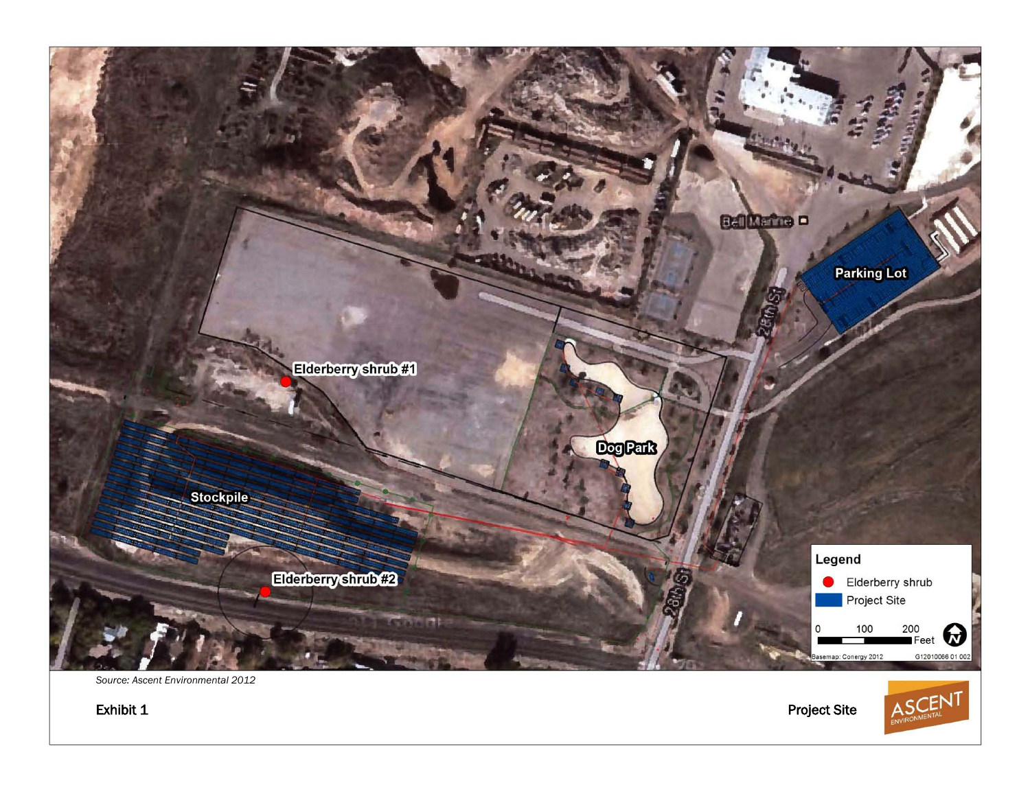Elderberry shrub #1

Elderberry shrub #2

Stockpile

Dog Park

Parking Lot

Bell Marine

28th St

28th St

**Legend**

Elderberry shrub

Project Site

0 100 200 Feet

Basemap: Conergy 2012 G12010066 01 002

*Source: Ascent Environmental 2012*

Exhibit 1

Project Site

ASCENT ENVIRONMENTAL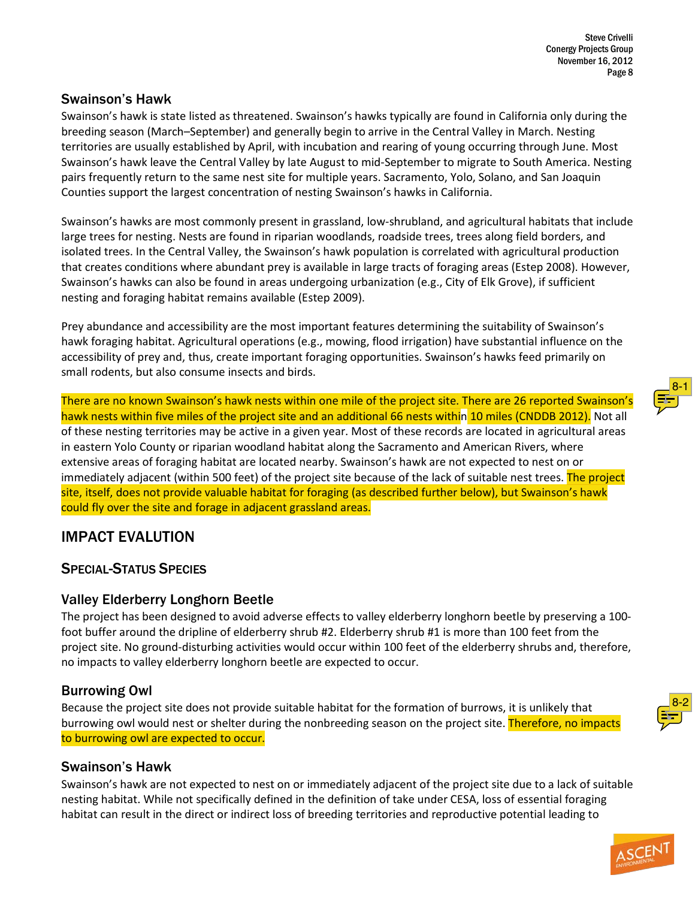## Swainson's Hawk

Swainson's hawk is state listed as threatened. Swainson's hawks typically are found in California only during the breeding season (March–September) and generally begin to arrive in the Central Valley in March. Nesting territories are usually established by April, with incubation and rearing of young occurring through June. Most Swainson's hawk leave the Central Valley by late August to mid-September to migrate to South America. Nesting pairs frequently return to the same nest site for multiple years. Sacramento, Yolo, Solano, and San Joaquin Counties support the largest concentration of nesting Swainson's hawks in California.

Swainson's hawks are most commonly present in grassland, low-shrubland, and agricultural habitats that include large trees for nesting. Nests are found in riparian woodlands, roadside trees, trees along field borders, and isolated trees. In the Central Valley, the Swainson's hawk population is correlated with agricultural production that creates conditions where abundant prey is available in large tracts of foraging areas (Estep 2008). However, Swainson's hawks can also be found in areas undergoing urbanization (e.g., City of Elk Grove), if sufficient nesting and foraging habitat remains available (Estep 2009).

Prey abundance and accessibility are the most important features determining the suitability of Swainson's hawk foraging habitat. Agricultural operations (e.g., mowing, flood irrigation) have substantial influence on the accessibility of prey and, thus, create important foraging opportunities. Swainson's hawks feed primarily on small rodents, but also consume insects and birds.

There are no known Swainson's hawk nests within one mile of the project site. There are 26 reported Swainson's hawk nests within five miles of the project site and an additional 66 nests within 10 miles (CNDDB 2012). Not all of these nesting territories may be active in a given year. Most of these records are located in agricultural areas in eastern Yolo County or riparian woodland habitat along the Sacramento and American Rivers, where extensive areas of foraging habitat are located nearby. Swainson's hawk are not expected to nest on or immediately adjacent (within 500 feet) of the project site because of the lack of suitable nest trees. The project site, itself, does not provide valuable habitat for foraging (as described further below), but Swainson's hawk could fly over the site and forage in adjacent grassland areas.

8-1

# IMPACT EVALUTION

## SPECIAL-STATUS SPECIES

### Valley Elderberry Longhorn Beetle

The project has been designed to avoid adverse effects to valley elderberry longhorn beetle by preserving a 100-foot buffer around the dripline of elderberry shrub #2. Elderberry shrub #1 is more than 100 feet from the project site. No ground-disturbing activities would occur within 100 feet of the elderberry shrubs and, therefore, no impacts to valley elderberry longhorn beetle are expected to occur.

### Burrowing Owl

Because the project site does not provide suitable habitat for the formation of burrows, it is unlikely that burrowing owl would nest or shelter during the nonbreeding season on the project site. Therefore, no impacts to burrowing owl are expected to occur.

8-2

### Swainson's Hawk

Swainson's hawk are not expected to nest on or immediately adjacent of the project site due to a lack of suitable nesting habitat. While not specifically defined in the definition of take under CESA, loss of essential foraging habitat can result in the direct or indirect loss of breeding territories and reproductive potential leading to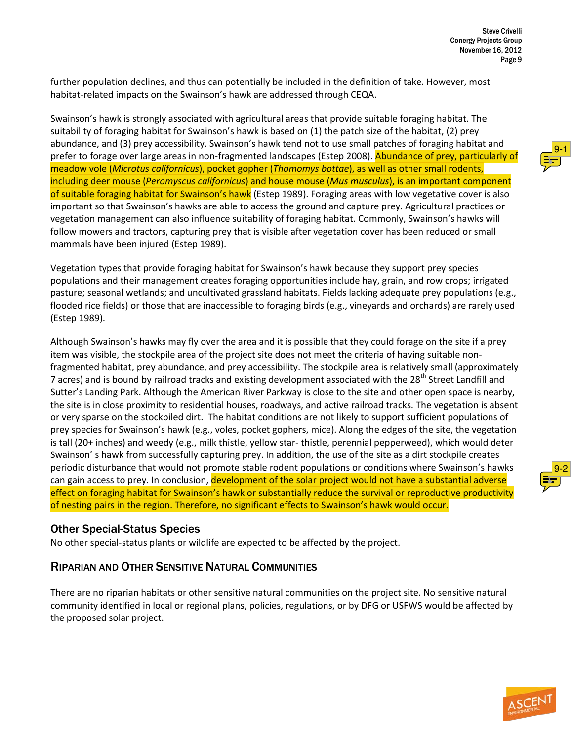further population declines, and thus can potentially be included in the definition of take. However, most habitat-related impacts on the Swainson's hawk are addressed through CEQA.

Swainson's hawk is strongly associated with agricultural areas that provide suitable foraging habitat. The suitability of foraging habitat for Swainson's hawk is based on (1) the patch size of the habitat, (2) prey abundance, and (3) prey accessibility. Swainson's hawk tend not to use small patches of foraging habitat and prefer to forage over large areas in non-fragmented landscapes (Estep 2008). Abundance of prey, particularly of meadow vole (*Microtus californicus*), pocket gopher (*Thomomys bottae*), as well as other small rodents, including deer mouse (*Peromyscus californicus*) and house mouse (*Mus musculus*), is an important component of suitable foraging habitat for Swainson's hawk (Estep 1989). Foraging areas with low vegetative cover is also important so that Swainson's hawks are able to access the ground and capture prey. Agricultural practices or vegetation management can also influence suitability of foraging habitat. Commonly, Swainson's hawks will follow mowers and tractors, capturing prey that is visible after vegetation cover has been reduced or small mammals have been injured (Estep 1989).

9-1

Vegetation types that provide foraging habitat for Swainson's hawk because they support prey species populations and their management creates foraging opportunities include hay, grain, and row crops; irrigated pasture; seasonal wetlands; and uncultivated grassland habitats. Fields lacking adequate prey populations (e.g., flooded rice fields) or those that are inaccessible to foraging birds (e.g., vineyards and orchards) are rarely used (Estep 1989).

Although Swainson's hawks may fly over the area and it is possible that they could forage on the site if a prey item was visible, the stockpile area of the project site does not meet the criteria of having suitable non-fragmented habitat, prey abundance, and prey accessibility. The stockpile area is relatively small (approximately 7 acres) and is bound by railroad tracks and existing development associated with the 28th Street Landfill and Sutter's Landing Park. Although the American River Parkway is close to the site and other open space is nearby, the site is in close proximity to residential houses, roadways, and active railroad tracks. The vegetation is absent or very sparse on the stockpiled dirt. The habitat conditions are not likely to support sufficient populations of prey species for Swainson's hawk (e.g., voles, pocket gophers, mice). Along the edges of the site, the vegetation is tall (20+ inches) and weedy (e.g., milk thistle, yellow star- thistle, perennial pepperweed), which would deter Swainson' s hawk from successfully capturing prey. In addition, the use of the site as a dirt stockpile creates periodic disturbance that would not promote stable rodent populations or conditions where Swainson's hawks can gain access to prey. In conclusion, development of the solar project would not have a substantial adverse effect on foraging habitat for Swainson's hawk or substantially reduce the survival or reproductive productivity of nesting pairs in the region. Therefore, no significant effects to Swainson's hawk would occur.

9-2

### Other Special-Status Species

No other special-status plants or wildlife are expected to be affected by the project.

## RIPARIAN AND OTHER SENSITIVE NATURAL COMMUNITIES

There are no riparian habitats or other sensitive natural communities on the project site. No sensitive natural community identified in local or regional plans, policies, regulations, or by DFG or USFWS would be affected by the proposed solar project.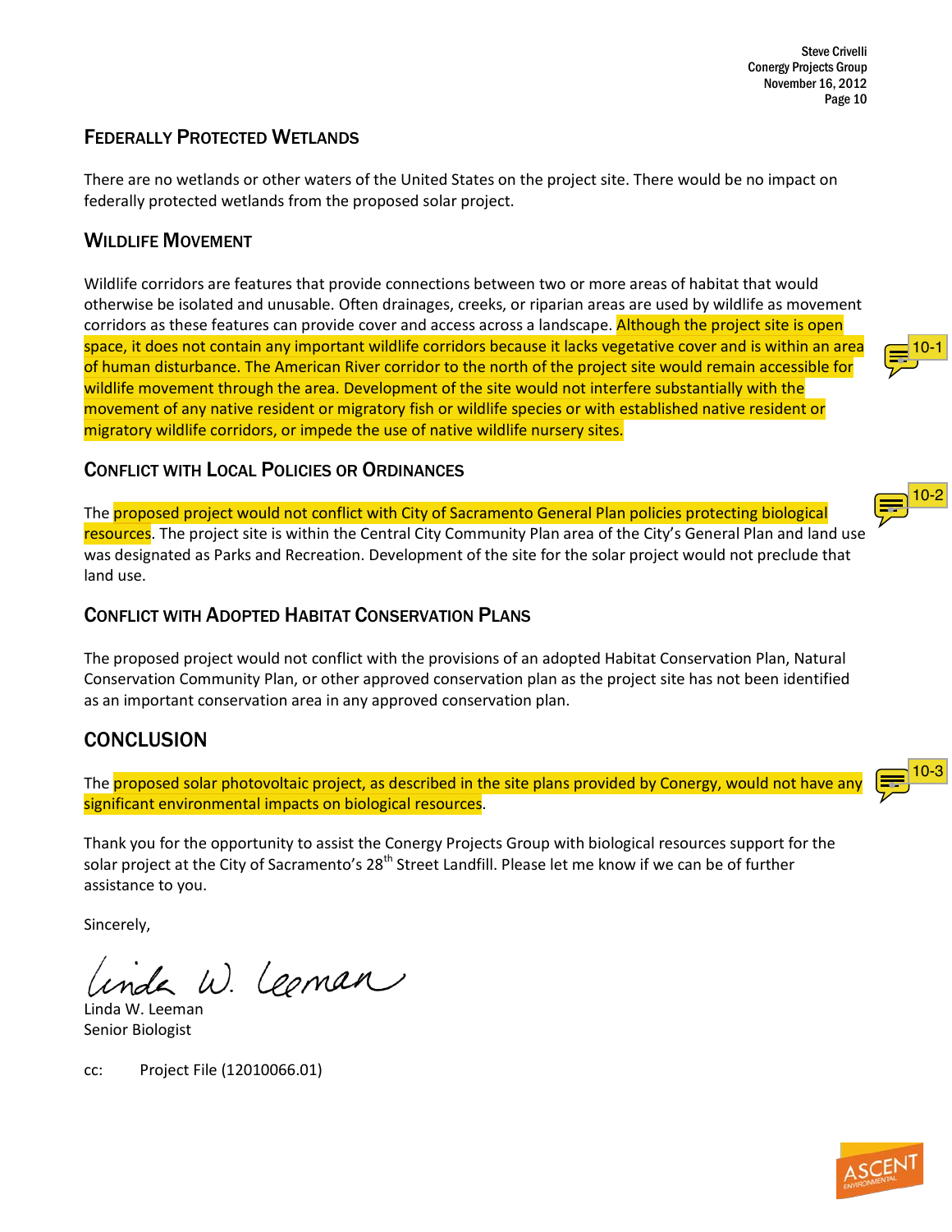## Federally Protected Wetlands

There are no wetlands or other waters of the United States on the project site. There would be no impact on federally protected wetlands from the proposed solar project.

## Wildlife Movement

Wildlife corridors are features that provide connections between two or more areas of habitat that would otherwise be isolated and unusable. Often drainages, creeks, or riparian areas are used by wildlife as movement corridors as these features can provide cover and access across a landscape. Although the project site is open space, it does not contain any important wildlife corridors because it lacks vegetative cover and is within an area of human disturbance. The American River corridor to the north of the project site would remain accessible for wildlife movement through the area. Development of the site would not interfere substantially with the movement of any native resident or migratory fish or wildlife species or with established native resident or migratory wildlife corridors, or impede the use of native wildlife nursery sites.

10-1

## Conflict with Local Policies or Ordinances

The proposed project would not conflict with City of Sacramento General Plan policies protecting biological resources. The project site is within the Central City Community Plan area of the City's General Plan and land use was designated as Parks and Recreation. Development of the site for the solar project would not preclude that land use.

10-2

## Conflict with Adopted Habitat Conservation Plans

The proposed project would not conflict with the provisions of an adopted Habitat Conservation Plan, Natural Conservation Community Plan, or other approved conservation plan as the project site has not been identified as an important conservation area in any approved conservation plan.

## CONCLUSION

The proposed solar photovoltaic project, as described in the site plans provided by Conergy, would not have any significant environmental impacts on biological resources.

10-3

Thank you for the opportunity to assist the Conergy Projects Group with biological resources support for the solar project at the City of Sacramento's 28th Street Landfill. Please let me know if we can be of further assistance to you.

Sincerely,

Linda W. Leeman
Senior Biologist

cc: Project File (12010066.01)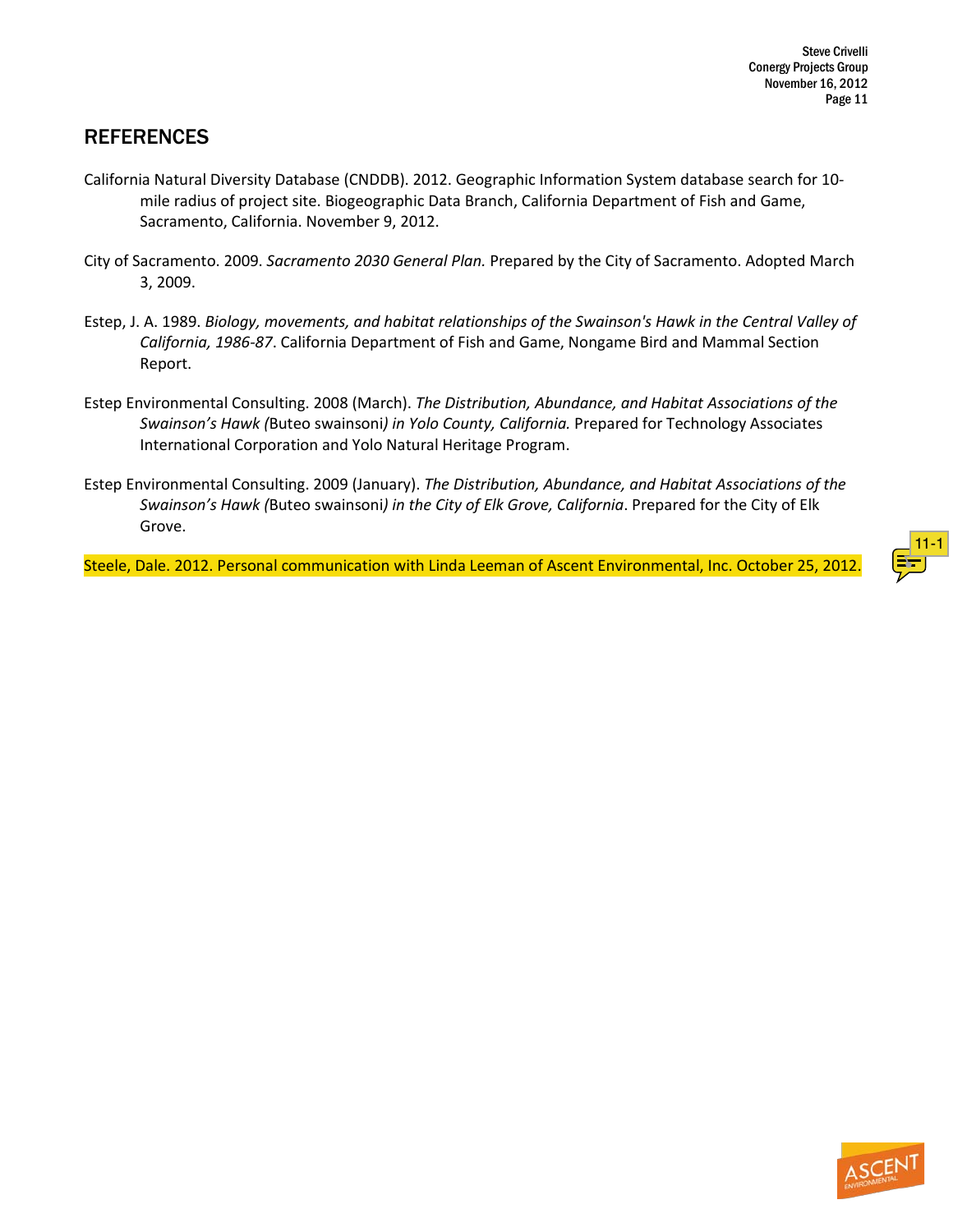## REFERENCES

California Natural Diversity Database (CNDDB). 2012. Geographic Information System database search for 10-mile radius of project site. Biogeographic Data Branch, California Department of Fish and Game, Sacramento, California. November 9, 2012.

City of Sacramento. 2009. *Sacramento 2030 General Plan.* Prepared by the City of Sacramento. Adopted March 3, 2009.

Estep, J. A. 1989. *Biology, movements, and habitat relationships of the Swainson's Hawk in the Central Valley of California, 1986-87*. California Department of Fish and Game, Nongame Bird and Mammal Section Report.

Estep Environmental Consulting. 2008 (March). *The Distribution, Abundance, and Habitat Associations of the Swainson's Hawk (*Buteo swainsoni*) in Yolo County, California.* Prepared for Technology Associates International Corporation and Yolo Natural Heritage Program.

Estep Environmental Consulting. 2009 (January). *The Distribution, Abundance, and Habitat Associations of the Swainson's Hawk (*Buteo swainsoni*) in the City of Elk Grove, California*. Prepared for the City of Elk Grove.

Steele, Dale. 2012. Personal communication with Linda Leeman of Ascent Environmental, Inc. October 25, 2012.

11-1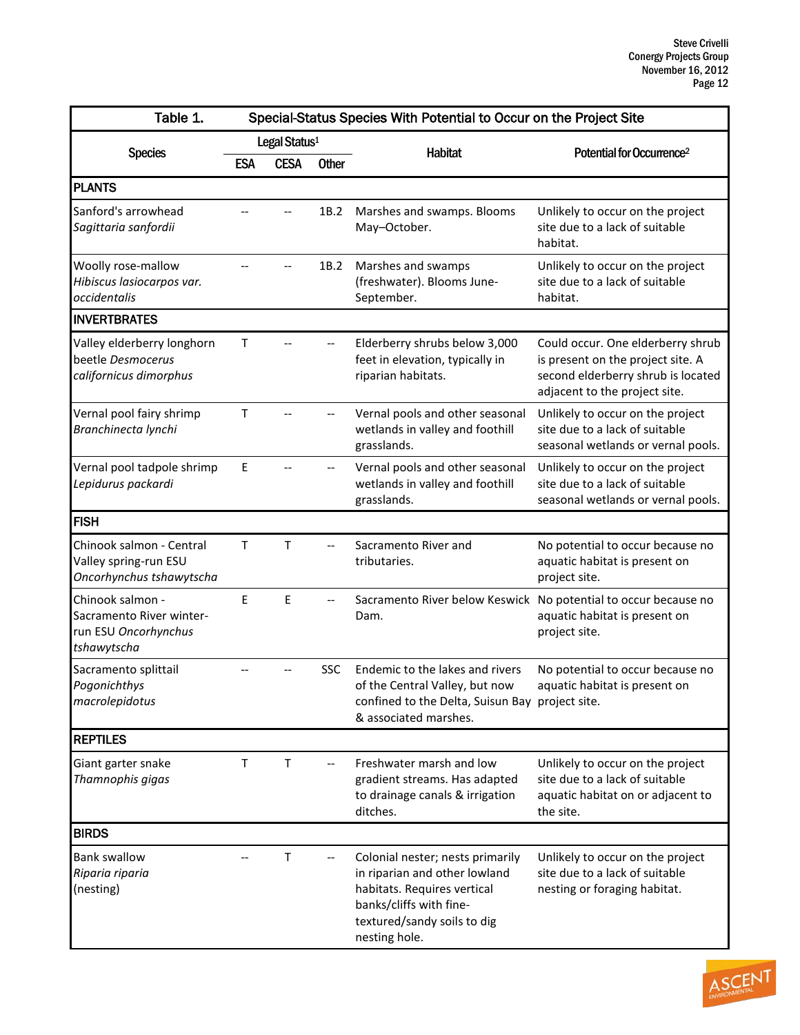| Species | Legal Status[1] | | | Habitat | Potential for Occurrence[2] |
|---|---|---|---|---|---|
| | ESA | CESA | Other | | |
| **PLANTS** | | | | | |
| Sanford's arrowhead *Sagittaria sanfordii* | -- | -- | 1B.2 | Marshes and swamps. Blooms May–October. | Unlikely to occur on the project site due to a lack of suitable habitat. |
| Woolly rose-mallow *Hibiscus lasiocarpos var. occidentalis* | -- | -- | 1B.2 | Marshes and swamps (freshwater). Blooms June-September. | Unlikely to occur on the project site due to a lack of suitable habitat. |
| **INVERTBRATES** | | | | | |
| Valley elderberry longhorn beetle *Desmocerus californicus dimorphus* | T | -- | -- | Elderberry shrubs below 3,000 feet in elevation, typically in riparian habitats. | Could occur. One elderberry shrub is present on the project site. A second elderberry shrub is located adjacent to the project site. |
| Vernal pool fairy shrimp *Branchinecta lynchi* | T | -- | -- | Vernal pools and other seasonal wetlands in valley and foothill grasslands. | Unlikely to occur on the project site due to a lack of suitable seasonal wetlands or vernal pools. |
| Vernal pool tadpole shrimp *Lepidurus packardi* | E | -- | -- | Vernal pools and other seasonal wetlands in valley and foothill grasslands. | Unlikely to occur on the project site due to a lack of suitable seasonal wetlands or vernal pools. |
| **FISH** | | | | | |
| Chinook salmon - Central Valley spring-run ESU *Oncorhynchus tshawytscha* | T | T | -- | Sacramento River and tributaries. | No potential to occur because no aquatic habitat is present on project site. |
| Chinook salmon - Sacramento River winter-run ESU *Oncorhynchus tshawytscha* | E | E | -- | Sacramento River below Keswick Dam. | No potential to occur because no aquatic habitat is present on project site. |
| Sacramento splittail *Pogonichthys macrolepidotus* | -- | -- | SSC | Endemic to the lakes and rivers of the Central Valley, but now confined to the Delta, Suisun Bay & associated marshes. | No potential to occur because no aquatic habitat is present on project site. |
| **REPTILES** | | | | | |
| Giant garter snake *Thamnophis gigas* | T | T | -- | Freshwater marsh and low gradient streams. Has adapted to drainage canals & irrigation ditches. | Unlikely to occur on the project site due to a lack of suitable aquatic habitat on or adjacent to the site. |
| **BIRDS** | | | | | |
| Bank swallow *Riparia riparia* (nesting) | -- | T | -- | Colonial nester; nests primarily in riparian and other lowland habitats. Requires vertical banks/cliffs with fine-textured/sandy soils to dig nesting hole. | Unlikely to occur on the project site due to a lack of suitable nesting or foraging habitat. |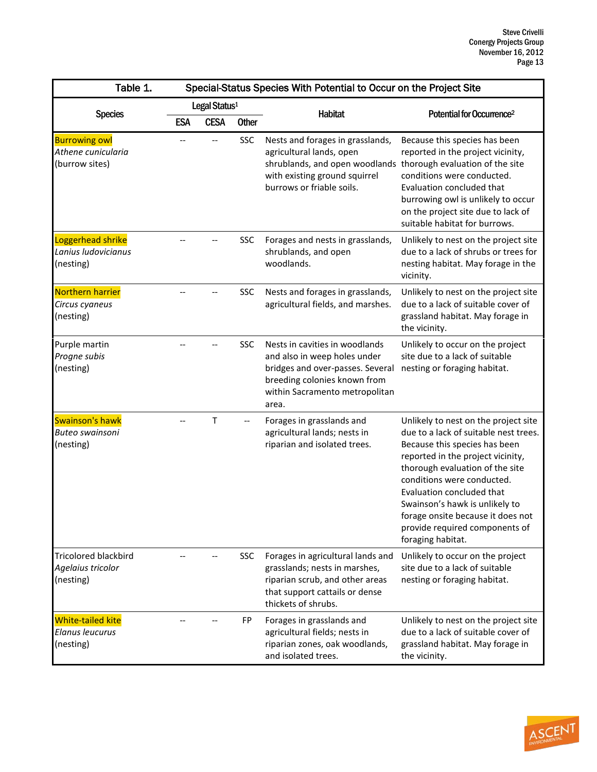| Table 1. | Special-Status Species With Potential to Occur on the Project Site | | | | |
|---|---|---|---|---|---|
| Species | Legal Status[1] | | | Habitat | Potential for Occurrence[2] |
| | ESA | CESA | Other | | |
| Burrowing owl *Athene cunicularia* (burrow sites) | -- | -- | SSC | Nests and forages in grasslands, agricultural lands, open shrublands, and open woodlands with existing ground squirrel burrows or friable soils. | Because this species has been reported in the project vicinity, thorough evaluation of the site conditions were conducted. Evaluation concluded that burrowing owl is unlikely to occur on the project site due to lack of suitable habitat for burrows. |
| Loggerhead shrike *Lanius ludovicianus* (nesting) | -- | -- | SSC | Forages and nests in grasslands, shrublands, and open woodlands. | Unlikely to nest on the project site due to a lack of shrubs or trees for nesting habitat. May forage in the vicinity. |
| Northern harrier *Circus cyaneus* (nesting) | -- | -- | SSC | Nests and forages in grasslands, agricultural fields, and marshes. | Unlikely to nest on the project site due to a lack of suitable cover of grassland habitat. May forage in the vicinity. |
| Purple martin *Progne subis* (nesting) | -- | -- | SSC | Nests in cavities in woodlands and also in weep holes under bridges and over-passes. Several breeding colonies known from within Sacramento metropolitan area. | Unlikely to occur on the project site due to a lack of suitable nesting or foraging habitat. |
| Swainson's hawk *Buteo swainsoni* (nesting) | -- | T | -- | Forages in grasslands and agricultural lands; nests in riparian and isolated trees. | Unlikely to nest on the project site due to a lack of suitable nest trees. Because this species has been reported in the project vicinity, thorough evaluation of the site conditions were conducted. Evaluation concluded that Swainson's hawk is unlikely to forage onsite because it does not provide required components of foraging habitat. |
| Tricolored blackbird *Agelaius tricolor* (nesting) | -- | -- | SSC | Forages in agricultural lands and grasslands; nests in marshes, riparian scrub, and other areas that support cattails or dense thickets of shrubs. | Unlikely to occur on the project site due to a lack of suitable nesting or foraging habitat. |
| White-tailed kite *Elanus leucurus* (nesting) | -- | -- | FP | Forages in grasslands and agricultural fields; nests in riparian zones, oak woodlands, and isolated trees. | Unlikely to nest on the project site due to a lack of suitable cover of grassland habitat. May forage in the vicinity. |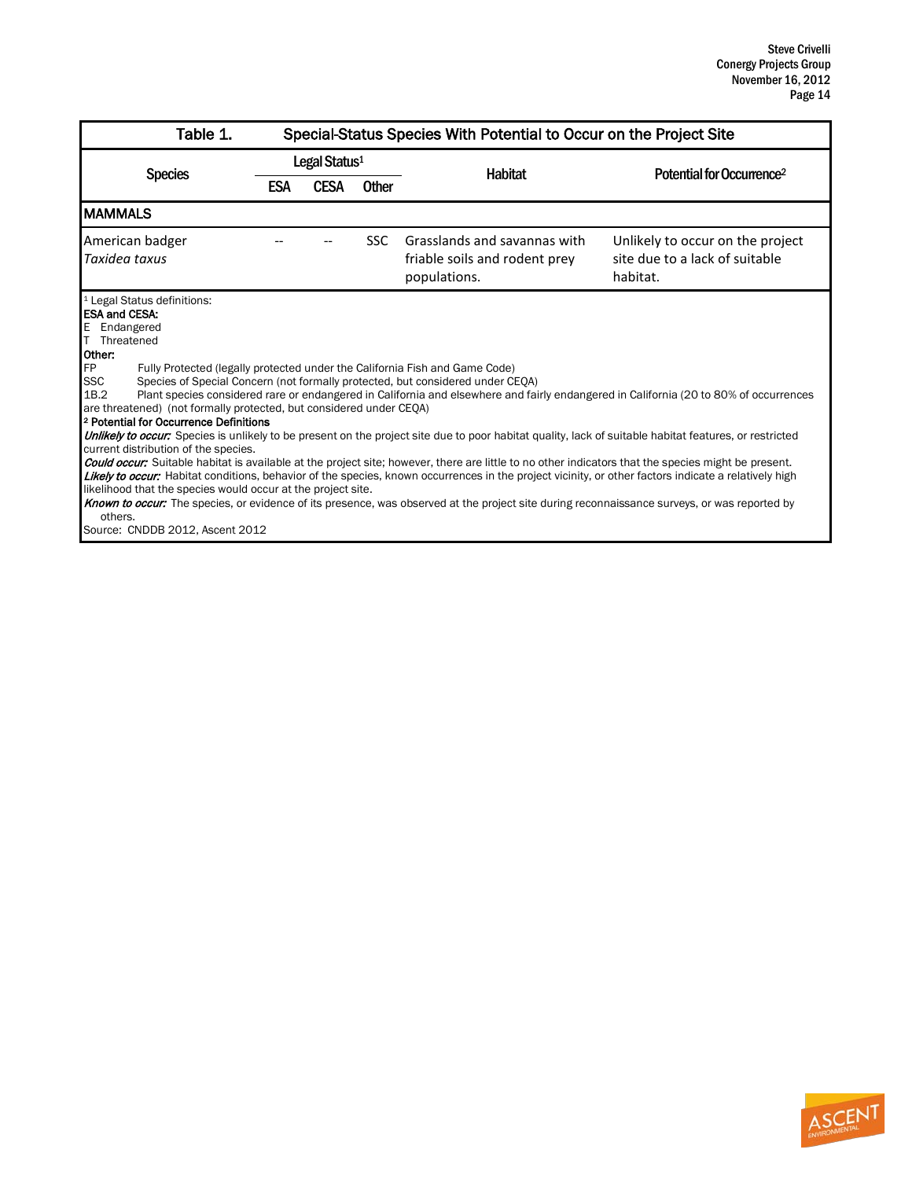Table 1. Special-Status Species With Potential to Occur on the Project Site

| Species | Legal Status[1] | | | Habitat | Potential for Occurrence[2] |
|---|---|---|---|---|---|
| | ESA | CESA | Other | | |
| **MAMMALS** | | | | | |
| American badger *Taxidea taxus* | -- | -- | SSC | Grasslands and savannas with friable soils and rodent prey populations. | Unlikely to occur on the project site due to a lack of suitable habitat. |

[1] Legal Status definitions:

**ESA and CESA:**
E Endangered
T Threatened

**Other:**
FP Fully Protected (legally protected under the California Fish and Game Code)
SSC Species of Special Concern (not formally protected, but considered under CEQA)
1B.2 Plant species considered rare or endangered in California and elsewhere and fairly endangered in California (20 to 80% of occurrences are threatened) (not formally protected, but considered under CEQA)

[2] **Potential for Occurrence Definitions**

***Unlikely to occur:*** Species is unlikely to be present on the project site due to poor habitat quality, lack of suitable habitat features, or restricted current distribution of the species.
***Could occur:*** Suitable habitat is available at the project site; however, there are little to no other indicators that the species might be present.
***Likely to occur:*** Habitat conditions, behavior of the species, known occurrences in the project vicinity, or other factors indicate a relatively high likelihood that the species would occur at the project site.
***Known to occur:*** The species, or evidence of its presence, was observed at the project site during reconnaissance surveys, or was reported by others.

Source: CNDDB 2012, Ascent 2012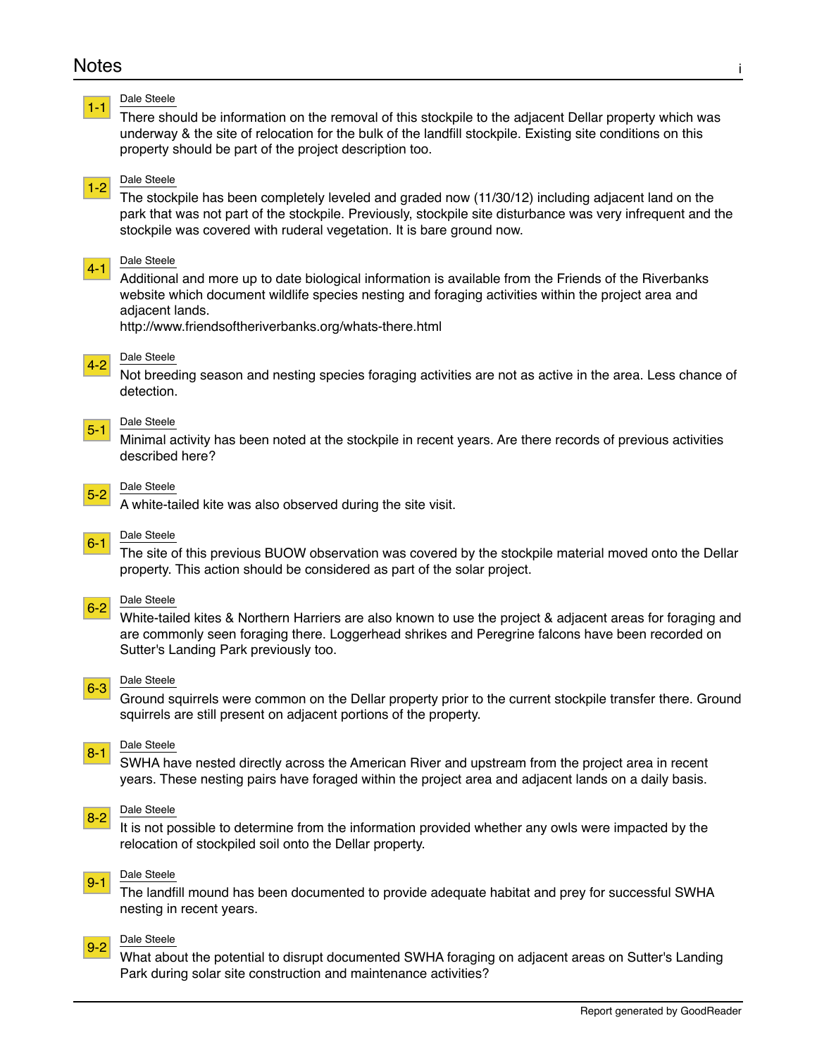# Notes

**1-1** Dale Steele

There should be information on the removal of this stockpile to the adjacent Dellar property which was underway & the site of relocation for the bulk of the landfill stockpile. Existing site conditions on this property should be part of the project description too.

**1-2** Dale Steele

The stockpile has been completely leveled and graded now (11/30/12) including adjacent land on the park that was not part of the stockpile. Previously, stockpile site disturbance was very infrequent and the stockpile was covered with ruderal vegetation. It is bare ground now.

**4-1** Dale Steele

Additional and more up to date biological information is available from the Friends of the Riverbanks website which document wildlife species nesting and foraging activities within the project area and adjacent lands.
http://www.friendsoftheriverbanks.org/whats-there.html

**4-2** Dale Steele

Not breeding season and nesting species foraging activities are not as active in the area. Less chance of detection.

**5-1** Dale Steele

Minimal activity has been noted at the stockpile in recent years. Are there records of previous activities described here?

**5-2** Dale Steele

A white-tailed kite was also observed during the site visit.

**6-1** Dale Steele

The site of this previous BUOW observation was covered by the stockpile material moved onto the Dellar property. This action should be considered as part of the solar project.

**6-2** Dale Steele

White-tailed kites & Northern Harriers are also known to use the project & adjacent areas for foraging and are commonly seen foraging there. Loggerhead shrikes and Peregrine falcons have been recorded on Sutter's Landing Park previously too.

**6-3** Dale Steele

Ground squirrels were common on the Dellar property prior to the current stockpile transfer there. Ground squirrels are still present on adjacent portions of the property.

**8-1** Dale Steele

SWHA have nested directly across the American River and upstream from the project area in recent years. These nesting pairs have foraged within the project area and adjacent lands on a daily basis.

**8-2** Dale Steele

It is not possible to determine from the information provided whether any owls were impacted by the relocation of stockpiled soil onto the Dellar property.

**9-1** Dale Steele

The landfill mound has been documented to provide adequate habitat and prey for successful SWHA nesting in recent years.

**9-2** Dale Steele

What about the potential to disrupt documented SWHA foraging on adjacent areas on Sutter's Landing Park during solar site construction and maintenance activities?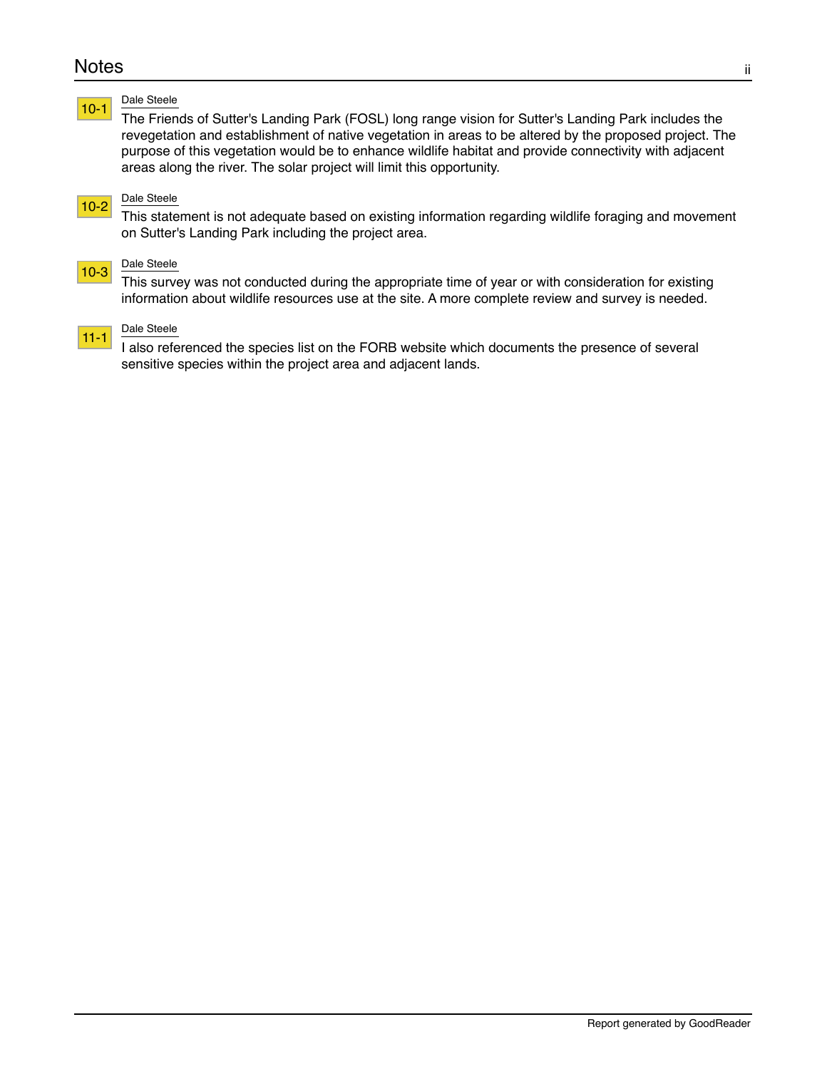# Notes

**10-1**

Dale Steele

The Friends of Sutter's Landing Park (FOSL) long range vision for Sutter's Landing Park includes the revegetation and establishment of native vegetation in areas to be altered by the proposed project. The purpose of this vegetation would be to enhance wildlife habitat and provide connectivity with adjacent areas along the river. The solar project will limit this opportunity.

**10-2**

Dale Steele

This statement is not adequate based on existing information regarding wildlife foraging and movement on Sutter's Landing Park including the project area.

**10-3**

Dale Steele

This survey was not conducted during the appropriate time of year or with consideration for existing information about wildlife resources use at the site. A more complete review and survey is needed.

**11-1**

Dale Steele

I also referenced the species list on the FORB website which documents the presence of several sensitive species within the project area and adjacent lands.

Report generated by GoodReader